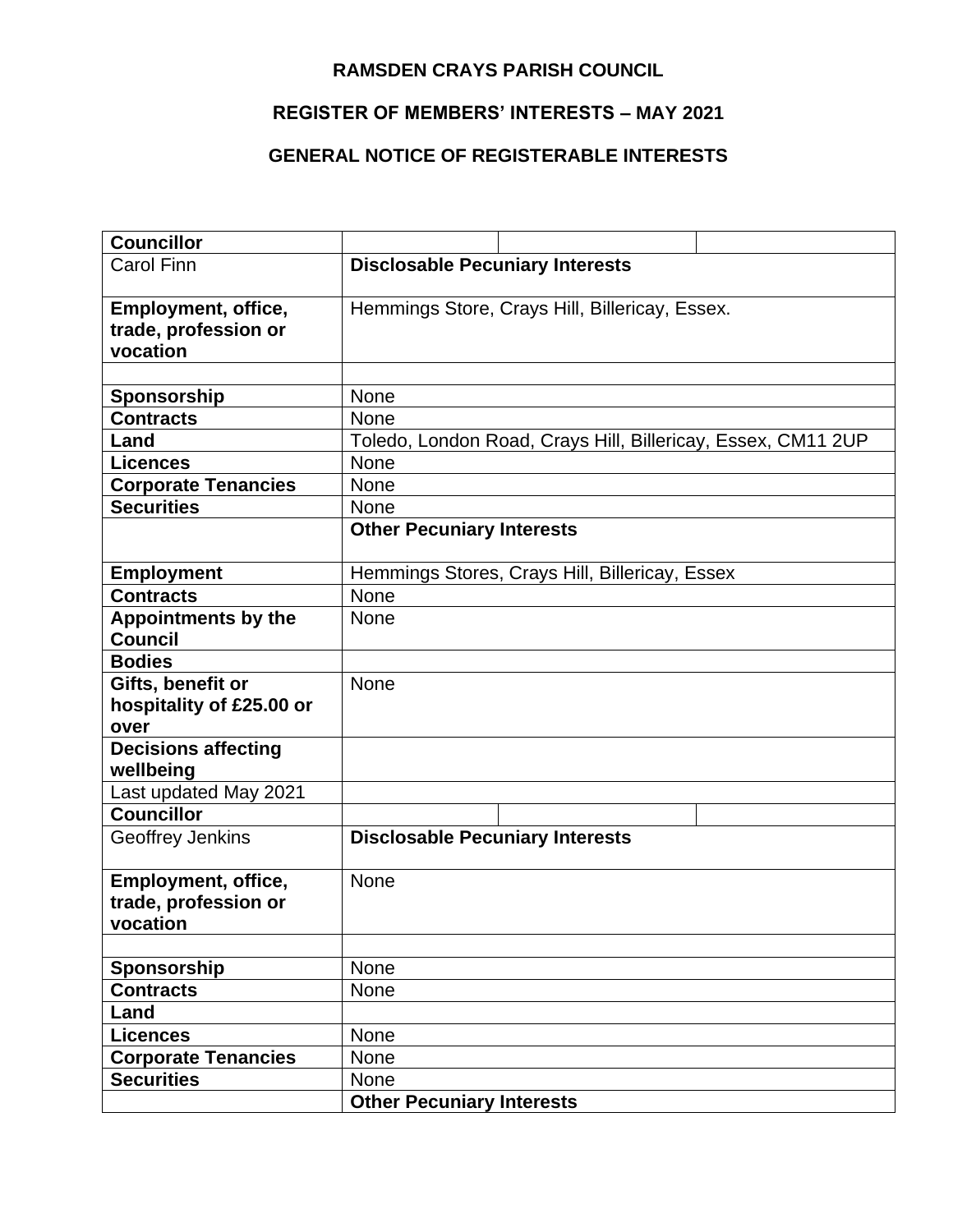**RAMSDEN CRAYS PARISH COUNCIL**

**REGISTER OF MEMBERS' INTERESTS – MAY 2021**

**GENERAL NOTICE OF REGISTERABLE INTERESTS**

| **Councillor** | | | |
|---|---|---|---|
| Carol Finn | **Disclosable Pecuniary Interests** | | |
| **Employment, office, trade, profession or vocation** | Hemmings Store, Crays Hill, Billericay, Essex. | | |
| | | | |
| **Sponsorship** | None | | |
| **Contracts** | None | | |
| **Land** | Toledo, London Road, Crays Hill, Billericay, Essex, CM11 2UP | | |
| **Licences** | None | | |
| **Corporate Tenancies** | None | | |
| **Securities** | None | | |
| | **Other Pecuniary Interests** | | |
| **Employment** | Hemmings Stores, Crays Hill, Billericay, Essex | | |
| **Contracts** | None | | |
| **Appointments by the Council** | None | | |
| **Bodies** | | | |
| **Gifts, benefit or hospitality of £25.00 or over** | None | | |
| **Decisions affecting wellbeing** | | | |
| Last updated May 2021 | | | |
| **Councillor** | | | |
| Geoffrey Jenkins | **Disclosable Pecuniary Interests** | | |
| **Employment, office, trade, profession or vocation** | None | | |
| | | | |
| **Sponsorship** | None | | |
| **Contracts** | None | | |
| **Land** | | | |
| **Licences** | None | | |
| **Corporate Tenancies** | None | | |
| **Securities** | None | | |
| | **Other Pecuniary Interests** | | |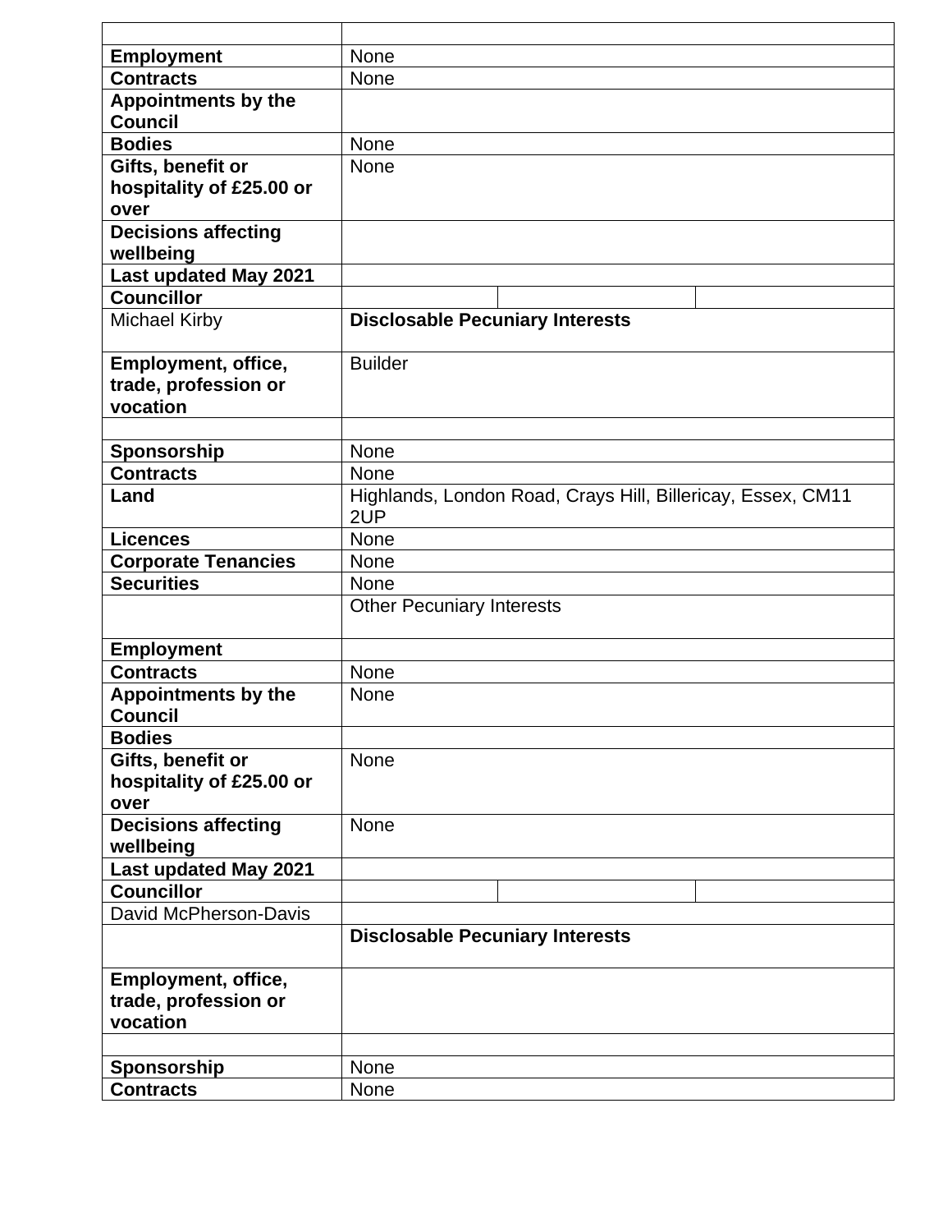| | | | |
|---|---|---|---|
| **Employment** | None | | |
| **Contracts** | None | | |
| **Appointments by the Council** | | | |
| **Bodies** | None | | |
| **Gifts, benefit or hospitality of £25.00 or over** | None | | |
| **Decisions affecting wellbeing** | | | |
| **Last updated May 2021** | | | |
| **Councillor** | | | |
| Michael Kirby | **Disclosable Pecuniary Interests** | | |
| **Employment, office, trade, profession or vocation** | Builder | | |
| | | | |
| **Sponsorship** | None | | |
| **Contracts** | None | | |
| **Land** | Highlands, London Road, Crays Hill, Billericay, Essex, CM11 2UP | | |
| **Licences** | None | | |
| **Corporate Tenancies** | None | | |
| **Securities** | None | | |
| | Other Pecuniary Interests | | |
| **Employment** | | | |
| **Contracts** | None | | |
| **Appointments by the Council** | None | | |
| **Bodies** | | | |
| **Gifts, benefit or hospitality of £25.00 or over** | None | | |
| **Decisions affecting wellbeing** | None | | |
| **Last updated May 2021** | | | |
| **Councillor** | | | |
| David McPherson-Davis | | | |
| | **Disclosable Pecuniary Interests** | | |
| **Employment, office, trade, profession or vocation** | | | |
| | | | |
| **Sponsorship** | None | | |
| **Contracts** | None | | |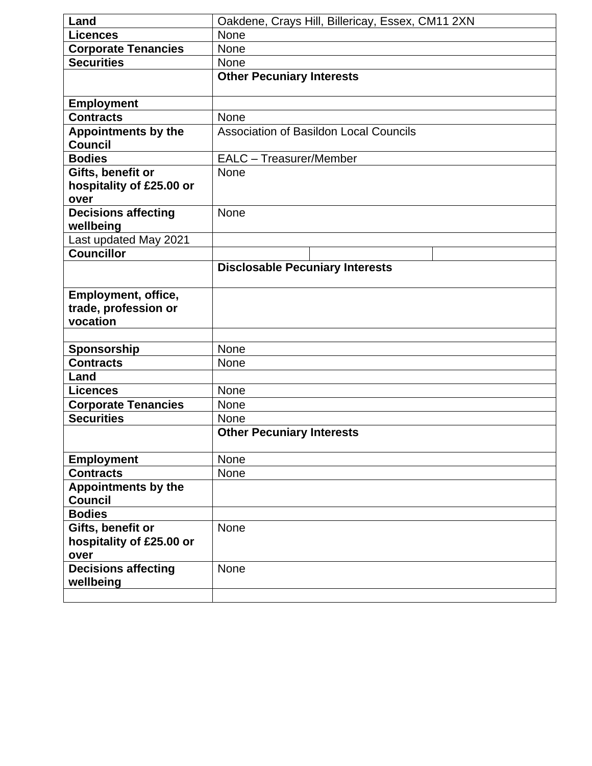| | |
|---|---|
| **Land** | Oakdene, Crays Hill, Billericay, Essex, CM11 2XN |
| **Licences** | None |
| **Corporate Tenancies** | None |
| **Securities** | None |
| | **Other Pecuniary Interests** |
| **Employment** | |
| **Contracts** | None |
| **Appointments by the Council** | Association of Basildon Local Councils |
| **Bodies** | EALC – Treasurer/Member |
| **Gifts, benefit or hospitality of £25.00 or over** | None |
| **Decisions affecting wellbeing** | None |
| Last updated May 2021 | |
| **Councillor** | |
| | **Disclosable Pecuniary Interests** |
| **Employment, office, trade, profession or vocation** | |
| | |
| **Sponsorship** | None |
| **Contracts** | None |
| **Land** | |
| **Licences** | None |
| **Corporate Tenancies** | None |
| **Securities** | None |
| | **Other Pecuniary Interests** |
| **Employment** | None |
| **Contracts** | None |
| **Appointments by the Council** | |
| **Bodies** | |
| **Gifts, benefit or hospitality of £25.00 or over** | None |
| **Decisions affecting wellbeing** | None |
| | |